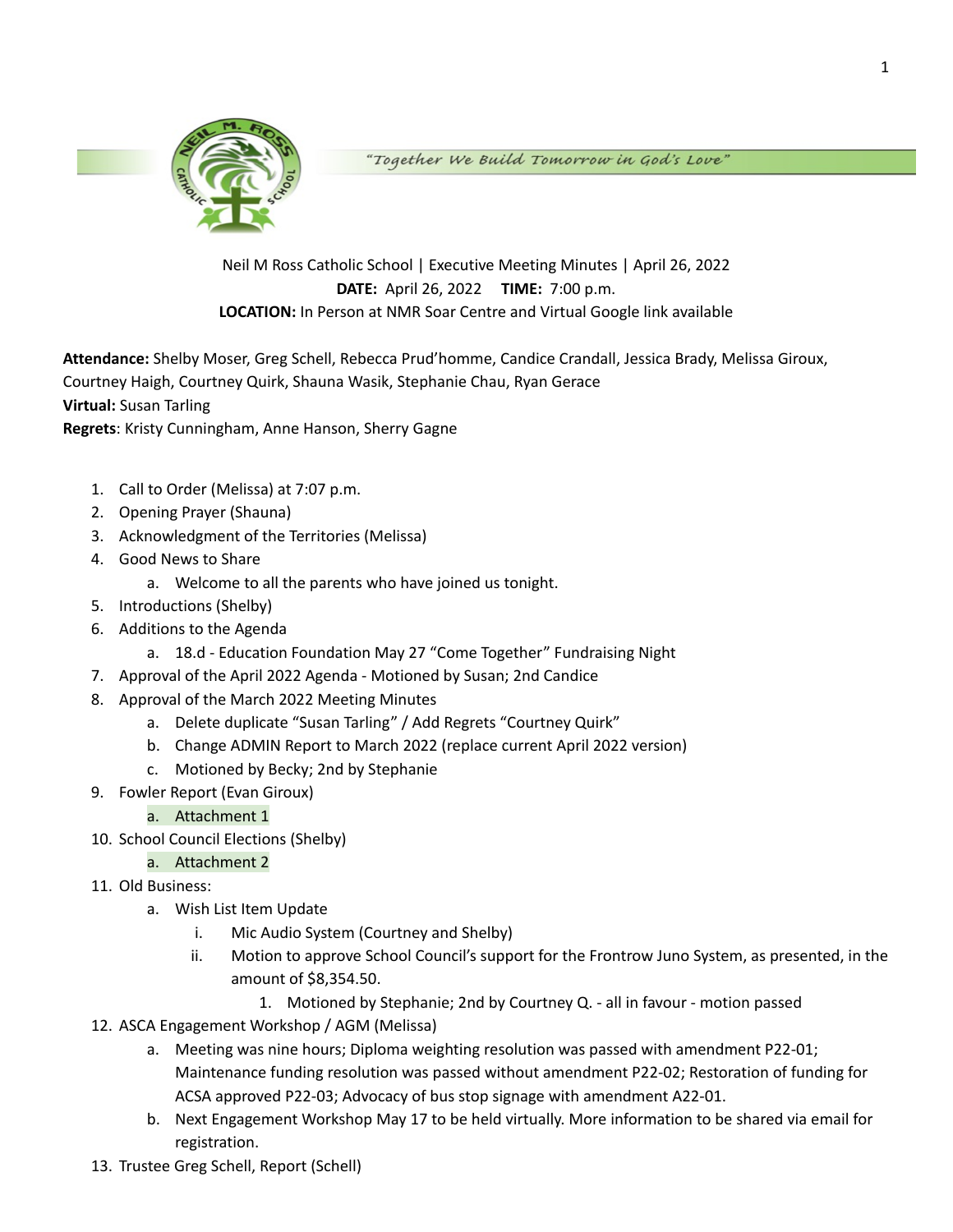"Together We Build Tomorrow in God's Love"

Neil M Ross Catholic School | Executive Meeting Minutes | April 26, 2022

**DATE:** April 26, 2022 **TIME:** 7:00 p.m.

**LOCATION:** In Person at NMR Soar Centre and Virtual Google link available

**Attendance:** Shelby Moser, Greg Schell, Rebecca Prud'homme, Candice Crandall, Jessica Brady, Melissa Giroux, Courtney Haigh, Courtney Quirk, Shauna Wasik, Stephanie Chau, Ryan Gerace

**Virtual:** Susan Tarling

**Regrets**: Kristy Cunningham, Anne Hanson, Sherry Gagne

1. Call to Order (Melissa) at 7:07 p.m.
2. Opening Prayer (Shauna)
3. Acknowledgment of the Territories (Melissa)
4. Good News to Share
   a. Welcome to all the parents who have joined us tonight.
5. Introductions (Shelby)
6. Additions to the Agenda
   a. 18.d - Education Foundation May 27 "Come Together" Fundraising Night
7. Approval of the April 2022 Agenda - Motioned by Susan; 2nd Candice
8. Approval of the March 2022 Meeting Minutes
   a. Delete duplicate "Susan Tarling" / Add Regrets "Courtney Quirk"
   b. Change ADMIN Report to March 2022 (replace current April 2022 version)
   c. Motioned by Becky; 2nd by Stephanie
9. Fowler Report (Evan Giroux)
   a. Attachment 1
10. School Council Elections (Shelby)
    a. Attachment 2
11. Old Business:
    a. Wish List Item Update
       i. Mic Audio System (Courtney and Shelby)
       ii. Motion to approve School Council's support for the Frontrow Juno System, as presented, in the amount of $8,354.50.
          1. Motioned by Stephanie; 2nd by Courtney Q. - all in favour - motion passed
12. ASCA Engagement Workshop / AGM (Melissa)
    a. Meeting was nine hours; Diploma weighting resolution was passed with amendment P22-01; Maintenance funding resolution was passed without amendment P22-02; Restoration of funding for ACSA approved P22-03; Advocacy of bus stop signage with amendment A22-01.
    b. Next Engagement Workshop May 17 to be held virtually. More information to be shared via email for registration.
13. Trustee Greg Schell, Report (Schell)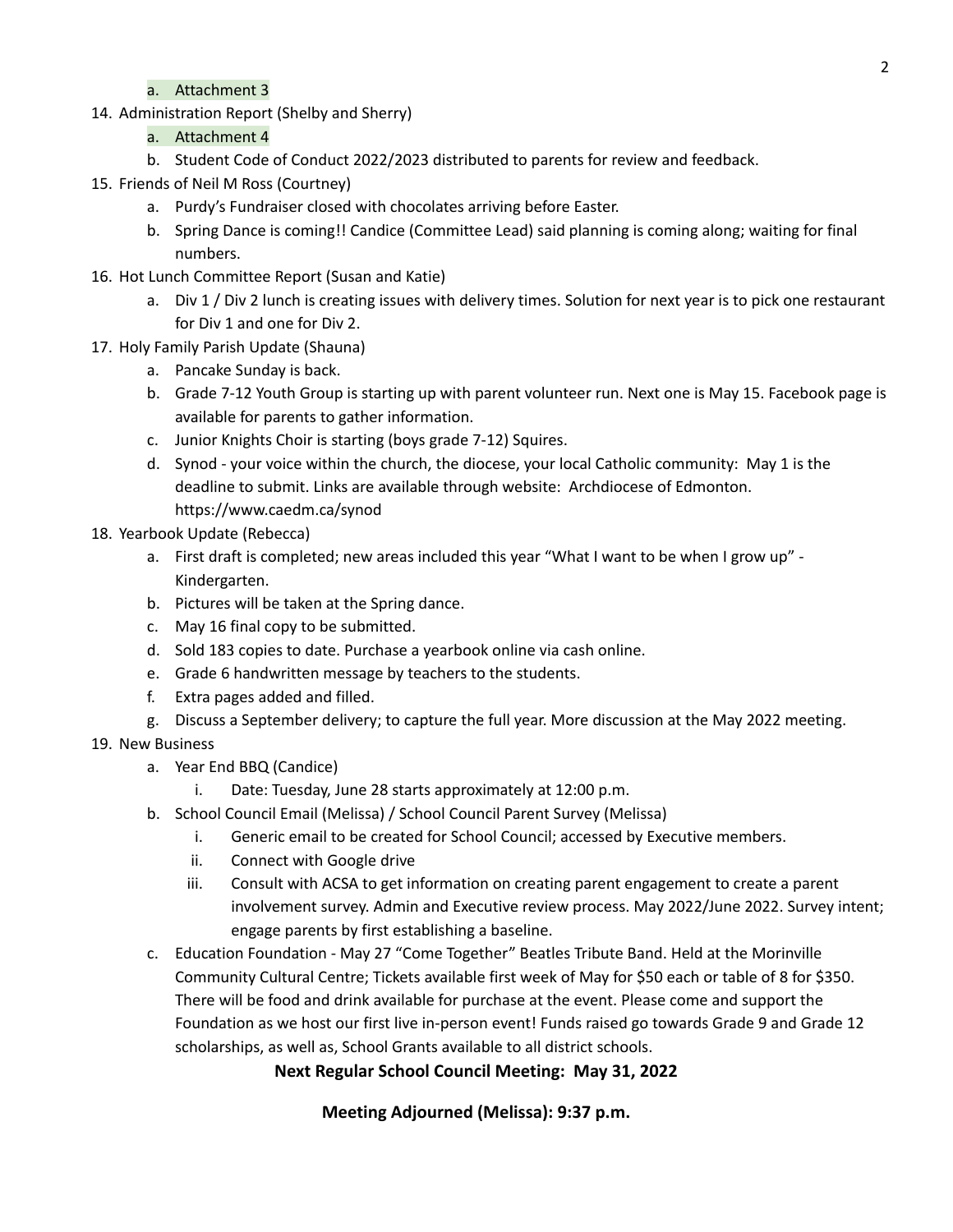a. Attachment 3

14. Administration Report (Shelby and Sherry)
    a. Attachment 4
    b. Student Code of Conduct 2022/2023 distributed to parents for review and feedback.
15. Friends of Neil M Ross (Courtney)
    a. Purdy's Fundraiser closed with chocolates arriving before Easter.
    b. Spring Dance is coming!! Candice (Committee Lead) said planning is coming along; waiting for final numbers.
16. Hot Lunch Committee Report (Susan and Katie)
    a. Div 1 / Div 2 lunch is creating issues with delivery times. Solution for next year is to pick one restaurant for Div 1 and one for Div 2.
17. Holy Family Parish Update (Shauna)
    a. Pancake Sunday is back.
    b. Grade 7-12 Youth Group is starting up with parent volunteer run. Next one is May 15. Facebook page is available for parents to gather information.
    c. Junior Knights Choir is starting (boys grade 7-12) Squires.
    d. Synod - your voice within the church, the diocese, your local Catholic community: May 1 is the deadline to submit. Links are available through website: Archdiocese of Edmonton. https://www.caedm.ca/synod
18. Yearbook Update (Rebecca)
    a. First draft is completed; new areas included this year "What I want to be when I grow up" - Kindergarten.
    b. Pictures will be taken at the Spring dance.
    c. May 16 final copy to be submitted.
    d. Sold 183 copies to date. Purchase a yearbook online via cash online.
    e. Grade 6 handwritten message by teachers to the students.
    f. Extra pages added and filled.
    g. Discuss a September delivery; to capture the full year. More discussion at the May 2022 meeting.
19. New Business
    a. Year End BBQ (Candice)
       i. Date: Tuesday, June 28 starts approximately at 12:00 p.m.
    b. School Council Email (Melissa) / School Council Parent Survey (Melissa)
       i. Generic email to be created for School Council; accessed by Executive members.
       ii. Connect with Google drive
       iii. Consult with ACSA to get information on creating parent engagement to create a parent involvement survey. Admin and Executive review process. May 2022/June 2022. Survey intent; engage parents by first establishing a baseline.
    c. Education Foundation - May 27 "Come Together" Beatles Tribute Band. Held at the Morinville Community Cultural Centre; Tickets available first week of May for $50 each or table of 8 for $350. There will be food and drink available for purchase at the event. Please come and support the Foundation as we host our first live in-person event! Funds raised go towards Grade 9 and Grade 12 scholarships, as well as, School Grants available to all district schools.

**Next Regular School Council Meeting: May 31, 2022**

**Meeting Adjourned (Melissa): 9:37 p.m.**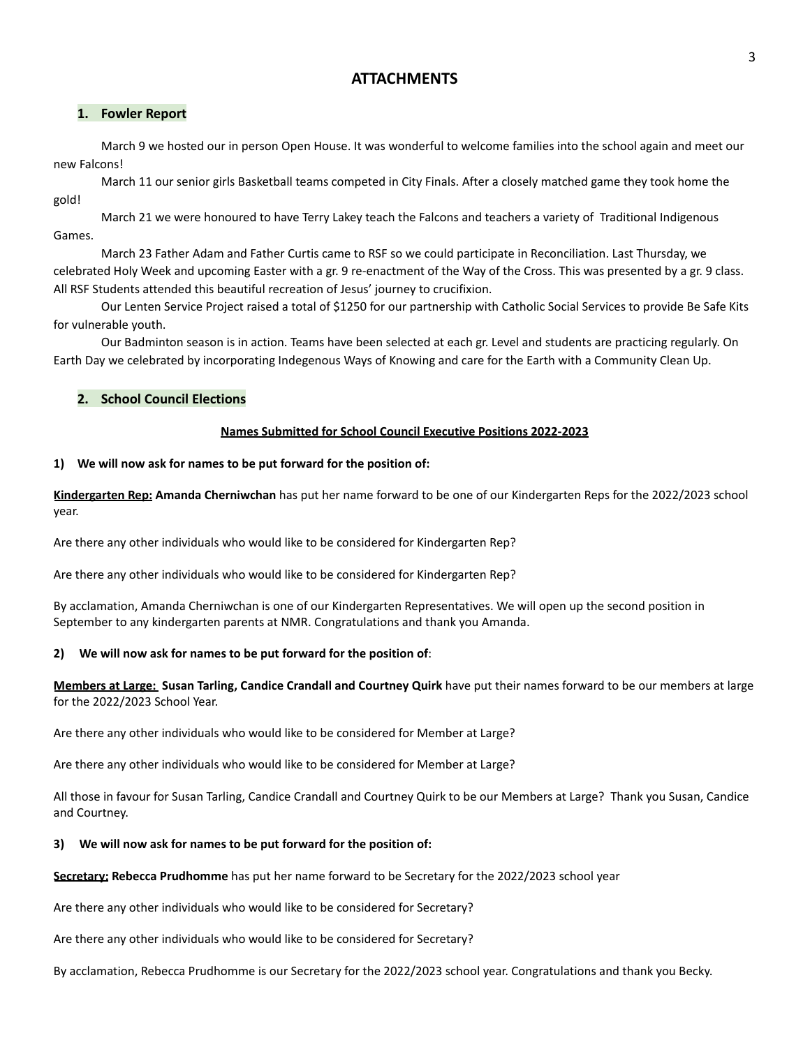# ATTACHMENTS

## 1. Fowler Report

March 9 we hosted our in person Open House. It was wonderful to welcome families into the school again and meet our new Falcons!

March 11 our senior girls Basketball teams competed in City Finals. After a closely matched game they took home the gold!

March 21 we were honoured to have Terry Lakey teach the Falcons and teachers a variety of Traditional Indigenous Games.

March 23 Father Adam and Father Curtis came to RSF so we could participate in Reconciliation. Last Thursday, we celebrated Holy Week and upcoming Easter with a gr. 9 re-enactment of the Way of the Cross. This was presented by a gr. 9 class. All RSF Students attended this beautiful recreation of Jesus' journey to crucifixion.

Our Lenten Service Project raised a total of $1250 for our partnership with Catholic Social Services to provide Be Safe Kits for vulnerable youth.

Our Badminton season is in action. Teams have been selected at each gr. Level and students are practicing regularly. On Earth Day we celebrated by incorporating Indegenous Ways of Knowing and care for the Earth with a Community Clean Up.

## 2. School Council Elections

**Names Submitted for School Council Executive Positions 2022-2023**

**1) We will now ask for names to be put forward for the position of:**

**Kindergarten Rep:** **Amanda Cherniwchan** has put her name forward to be one of our Kindergarten Reps for the 2022/2023 school year.

Are there any other individuals who would like to be considered for Kindergarten Rep?

Are there any other individuals who would like to be considered for Kindergarten Rep?

By acclamation, Amanda Cherniwchan is one of our Kindergarten Representatives. We will open up the second position in September to any kindergarten parents at NMR. Congratulations and thank you Amanda.

**2) We will now ask for names to be put forward for the position of**:

**Members at Large:** **Susan Tarling, Candice Crandall and Courtney Quirk** have put their names forward to be our members at large for the 2022/2023 School Year.

Are there any other individuals who would like to be considered for Member at Large?

Are there any other individuals who would like to be considered for Member at Large?

All those in favour for Susan Tarling, Candice Crandall and Courtney Quirk to be our Members at Large? Thank you Susan, Candice and Courtney.

**3) We will now ask for names to be put forward for the position of:**

**Secretary:** **Rebecca Prudhomme** has put her name forward to be Secretary for the 2022/2023 school year

Are there any other individuals who would like to be considered for Secretary?

Are there any other individuals who would like to be considered for Secretary?

By acclamation, Rebecca Prudhomme is our Secretary for the 2022/2023 school year. Congratulations and thank you Becky.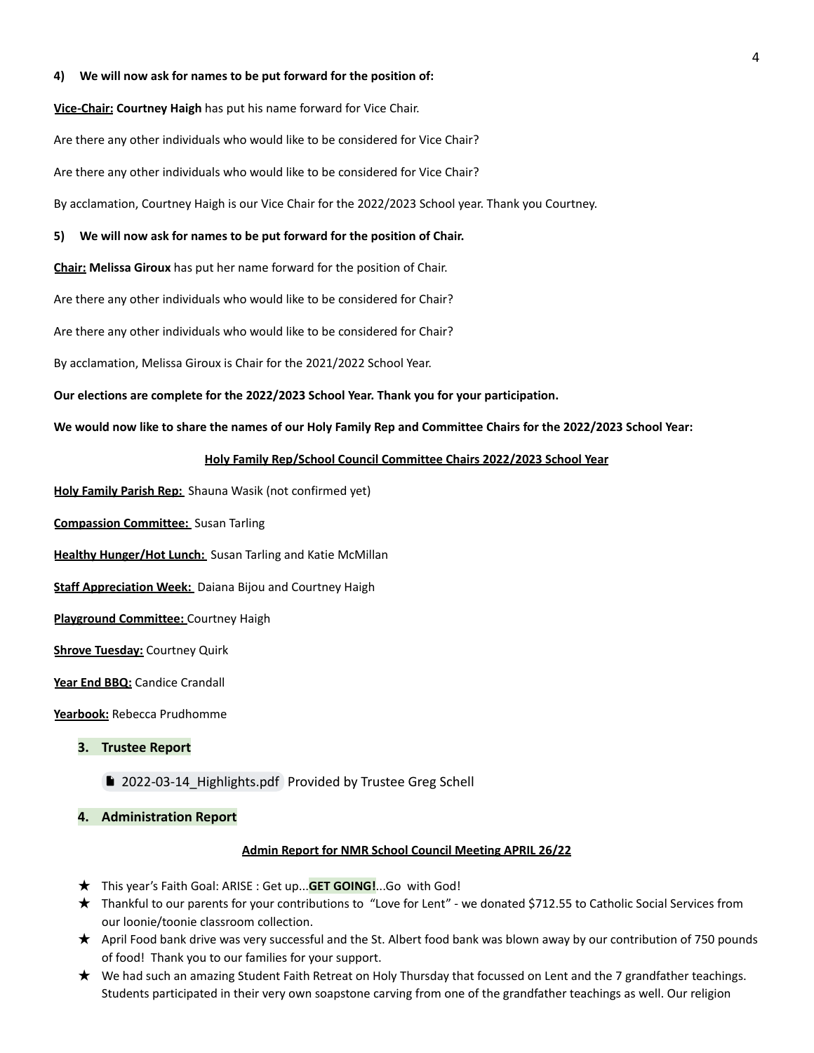**4) We will now ask for names to be put forward for the position of:**

**Vice-Chair:** **Courtney Haigh** has put his name forward for Vice Chair.

Are there any other individuals who would like to be considered for Vice Chair?

Are there any other individuals who would like to be considered for Vice Chair?

By acclamation, Courtney Haigh is our Vice Chair for the 2022/2023 School year. Thank you Courtney.

**5) We will now ask for names to be put forward for the position of Chair.**

**Chair:** **Melissa Giroux** has put her name forward for the position of Chair.

Are there any other individuals who would like to be considered for Chair?

Are there any other individuals who would like to be considered for Chair?

By acclamation, Melissa Giroux is Chair for the 2021/2022 School Year.

**Our elections are complete for the 2022/2023 School Year. Thank you for your participation.**

**We would now like to share the names of our Holy Family Rep and Committee Chairs for the 2022/2023 School Year:**

**Holy Family Rep/School Council Committee Chairs 2022/2023 School Year**

**Holy Family Parish Rep:** Shauna Wasik (not confirmed yet)

**Compassion Committee:** Susan Tarling

**Healthy Hunger/Hot Lunch:** Susan Tarling and Katie McMillan

**Staff Appreciation Week:** Daiana Bijou and Courtney Haigh

**Playground Committee:** Courtney Haigh

**Shrove Tuesday:** Courtney Quirk

**Year End BBQ:** Candice Crandall

**Yearbook:** Rebecca Prudhomme

## 3. Trustee Report

2022-03-14_Highlights.pdf Provided by Trustee Greg Schell

## 4. Administration Report

**Admin Report for NMR School Council Meeting APRIL 26/22**

- ★ This year's Faith Goal: ARISE : Get up...**GET GOING!**...Go with God!
- ★ Thankful to our parents for your contributions to "Love for Lent" - we donated $712.55 to Catholic Social Services from our loonie/toonie classroom collection.
- ★ April Food bank drive was very successful and the St. Albert food bank was blown away by our contribution of 750 pounds of food! Thank you to our families for your support.
- ★ We had such an amazing Student Faith Retreat on Holy Thursday that focussed on Lent and the 7 grandfather teachings. Students participated in their very own soapstone carving from one of the grandfather teachings as well. Our religion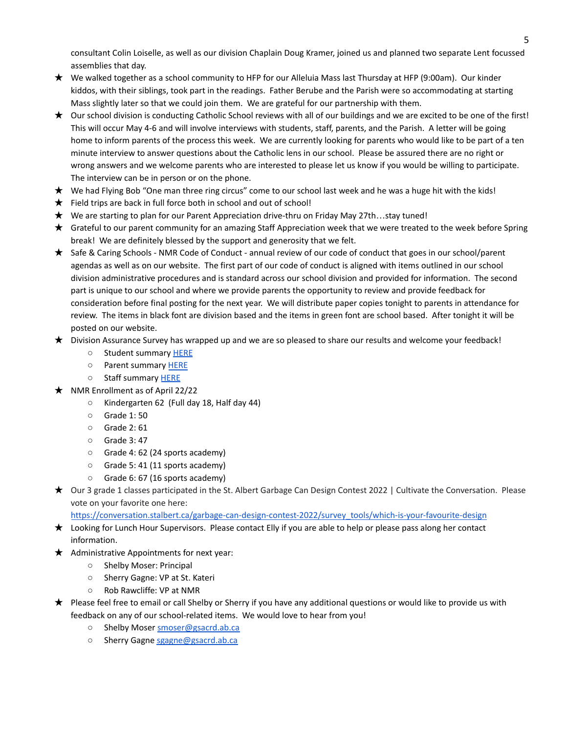consultant Colin Loiselle, as well as our division Chaplain Doug Kramer, joined us and planned two separate Lent focussed assemblies that day.

- We walked together as a school community to HFP for our Alleluia Mass last Thursday at HFP (9:00am). Our kinder kiddos, with their siblings, took part in the readings. Father Berube and the Parish were so accommodating at starting Mass slightly later so that we could join them. We are grateful for our partnership with them.
- Our school division is conducting Catholic School reviews with all of our buildings and we are excited to be one of the first! This will occur May 4-6 and will involve interviews with students, staff, parents, and the Parish. A letter will be going home to inform parents of the process this week. We are currently looking for parents who would like to be part of a ten minute interview to answer questions about the Catholic lens in our school. Please be assured there are no right or wrong answers and we welcome parents who are interested to please let us know if you would be willing to participate. The interview can be in person or on the phone.
- We had Flying Bob "One man three ring circus" come to our school last week and he was a huge hit with the kids!
- Field trips are back in full force both in school and out of school!
- We are starting to plan for our Parent Appreciation drive-thru on Friday May 27th…stay tuned!
- Grateful to our parent community for an amazing Staff Appreciation week that we were treated to the week before Spring break! We are definitely blessed by the support and generosity that we felt.
- Safe & Caring Schools - NMR Code of Conduct - annual review of our code of conduct that goes in our school/parent agendas as well as on our website. The first part of our code of conduct is aligned with items outlined in our school division administrative procedures and is standard across our school division and provided for information. The second part is unique to our school and where we provide parents the opportunity to review and provide feedback for consideration before final posting for the next year. We will distribute paper copies tonight to parents in attendance for review. The items in black font are division based and the items in green font are school based. After tonight it will be posted on our website.
- Division Assurance Survey has wrapped up and we are so pleased to share our results and welcome your feedback!
  - Student summary HERE
  - Parent summary HERE
  - Staff summary HERE
- NMR Enrollment as of April 22/22
  - Kindergarten 62 (Full day 18, Half day 44)
  - Grade 1: 50
  - Grade 2: 61
  - Grade 3: 47
  - Grade 4: 62 (24 sports academy)
  - Grade 5: 41 (11 sports academy)
  - Grade 6: 67 (16 sports academy)
- Our 3 grade 1 classes participated in the St. Albert Garbage Can Design Contest 2022 | Cultivate the Conversation. Please vote on your favorite one here: https://conversation.stalbert.ca/garbage-can-design-contest-2022/survey_tools/which-is-your-favourite-design
- Looking for Lunch Hour Supervisors. Please contact Elly if you are able to help or please pass along her contact information.
- Administrative Appointments for next year:
  - Shelby Moser: Principal
  - Sherry Gagne: VP at St. Kateri
  - Rob Rawcliffe: VP at NMR
- Please feel free to email or call Shelby or Sherry if you have any additional questions or would like to provide us with feedback on any of our school-related items. We would love to hear from you!
  - Shelby Moser smoser@gsacrd.ab.ca
  - Sherry Gagne sgagne@gsacrd.ab.ca